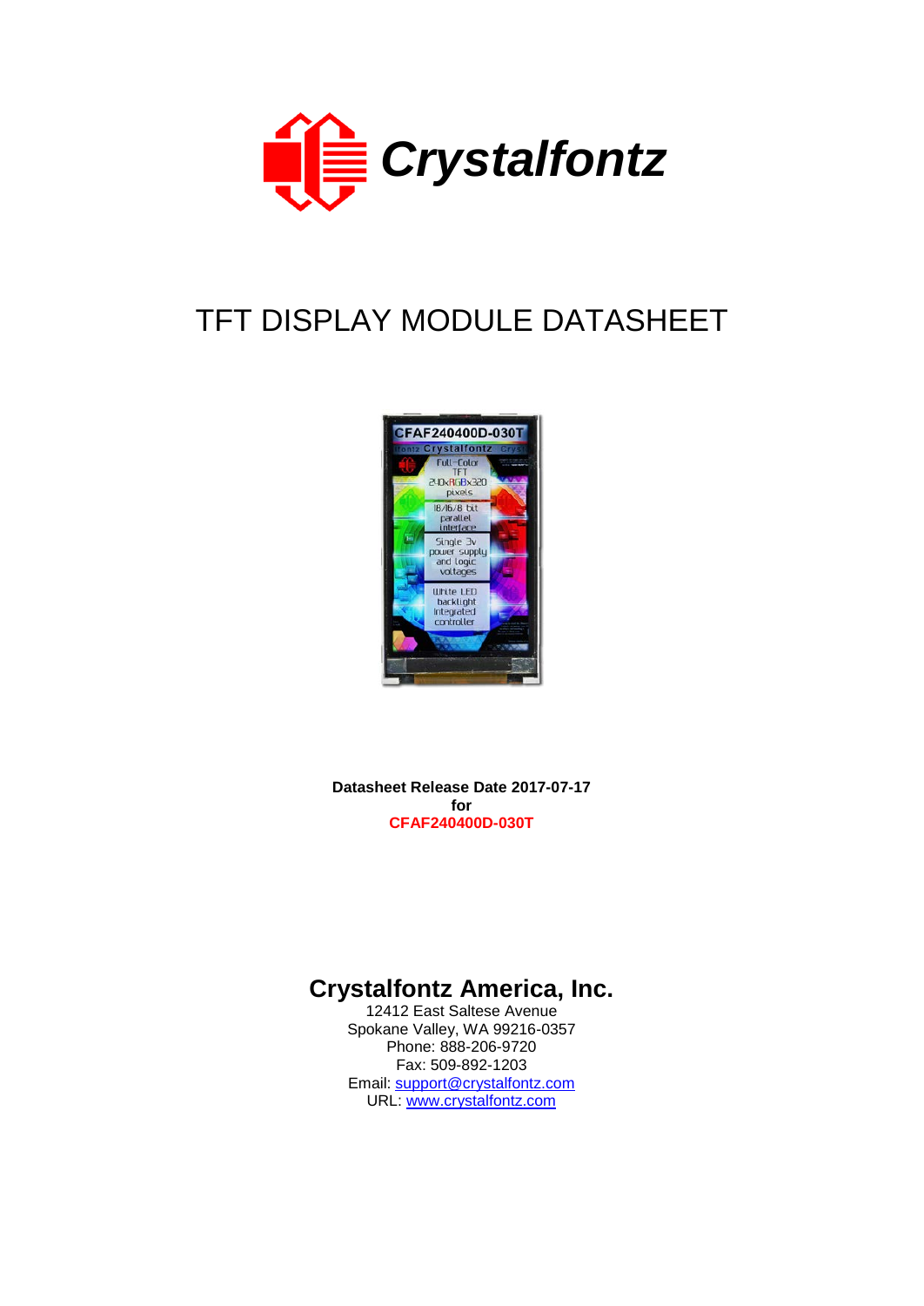# Crystalfontz

## TFT DISPLAY MODULE DATASHEET

**Datasheet Release Date 2017-07-17**
**for**
**CFAF240400D-030T**

## Crystalfontz America, Inc.

12412 East Saltese Avenue
Spokane Valley, WA 99216-0357
Phone: 888-206-9720
Fax: 509-892-1203
Email: support@crystalfontz.com
URL: www.crystalfontz.com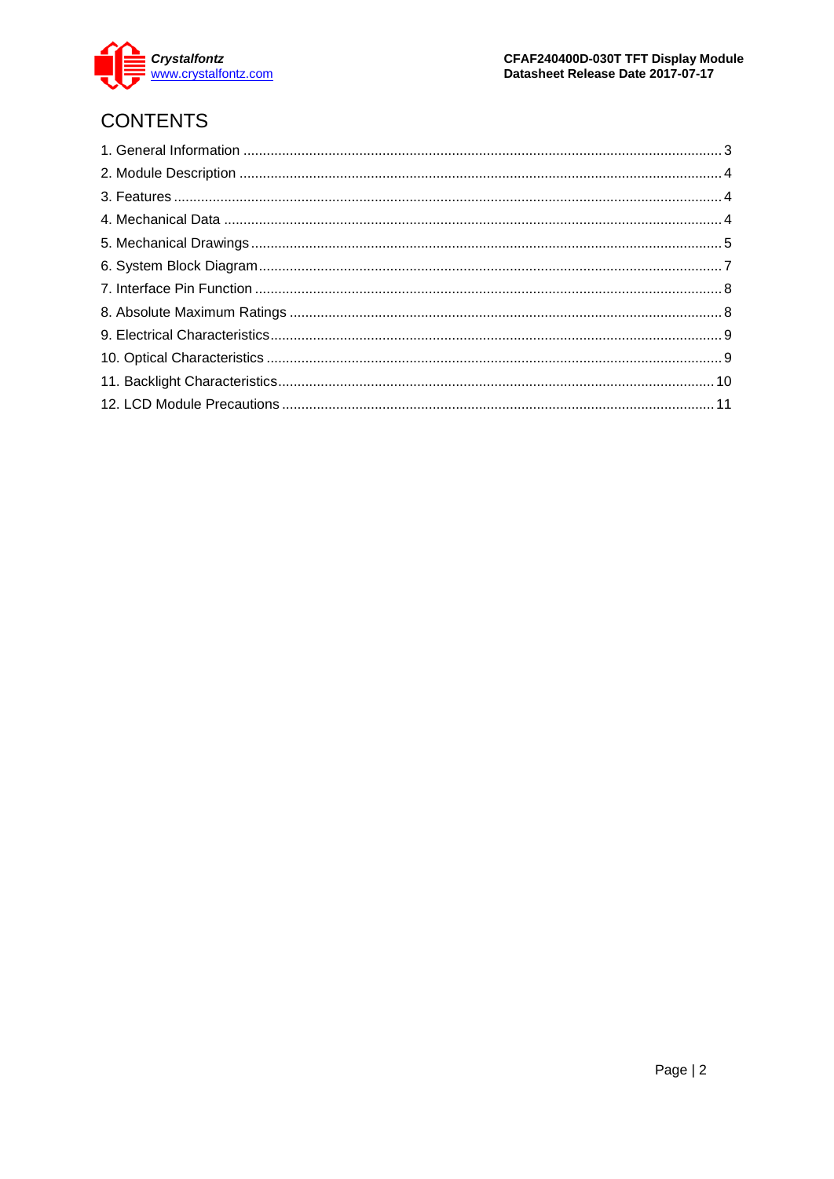# CONTENTS

1. General Information .......... 3
2. Module Description .......... 4
3. Features .......... 4
4. Mechanical Data .......... 4
5. Mechanical Drawings .......... 5
6. System Block Diagram .......... 7
7. Interface Pin Function .......... 8
8. Absolute Maximum Ratings .......... 8
9. Electrical Characteristics .......... 9
10. Optical Characteristics .......... 9
11. Backlight Characteristics .......... 10
12. LCD Module Precautions .......... 11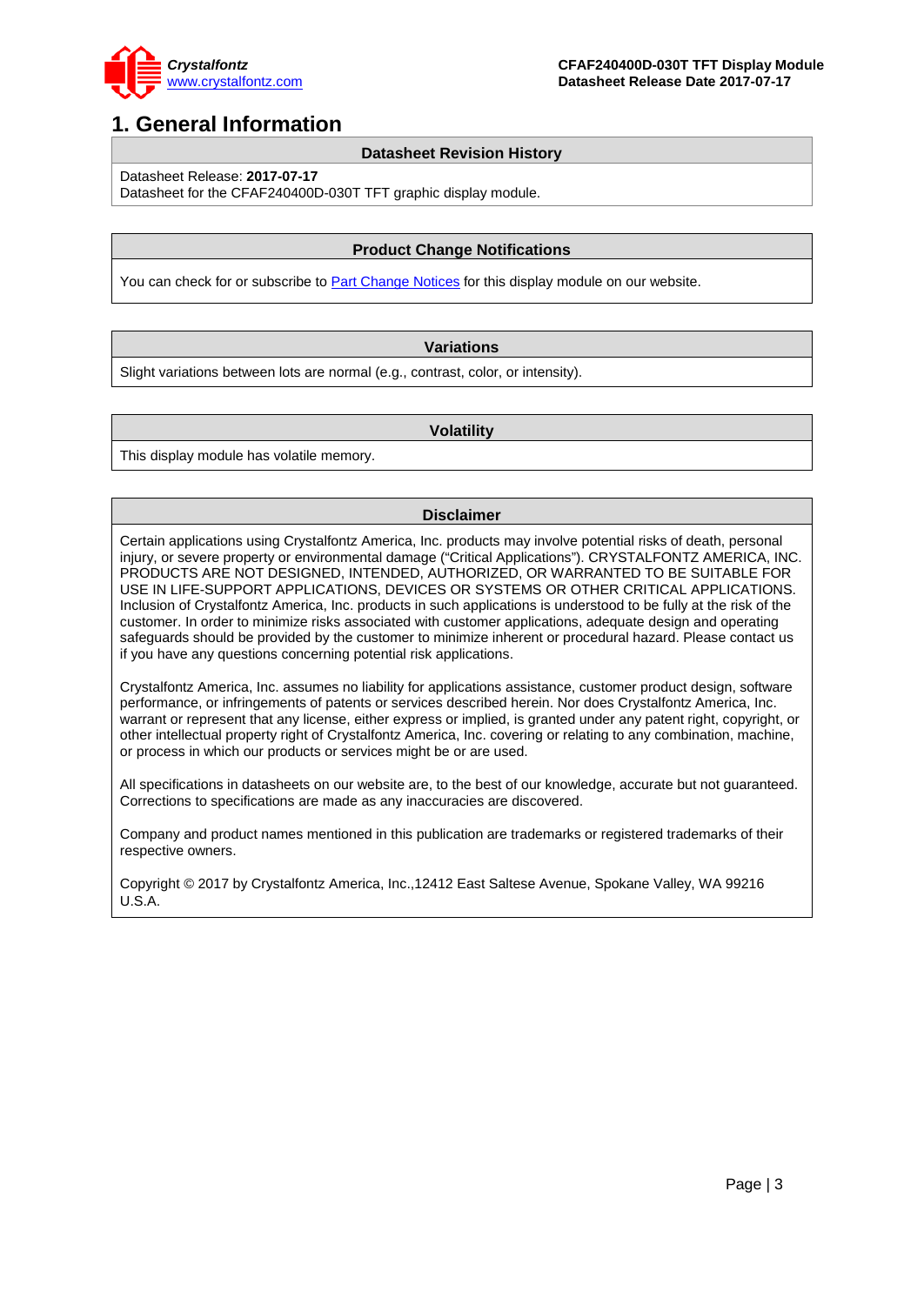# 1. General Information

## Datasheet Revision History

Datasheet Release: **2017-07-17**
Datasheet for the CFAF240400D-030T TFT graphic display module.

## Product Change Notifications

You can check for or subscribe to Part Change Notices for this display module on our website.

## Variations

Slight variations between lots are normal (e.g., contrast, color, or intensity).

## Volatility

This display module has volatile memory.

## Disclaimer

Certain applications using Crystalfontz America, Inc. products may involve potential risks of death, personal injury, or severe property or environmental damage ("Critical Applications"). CRYSTALFONTZ AMERICA, INC. PRODUCTS ARE NOT DESIGNED, INTENDED, AUTHORIZED, OR WARRANTED TO BE SUITABLE FOR USE IN LIFE-SUPPORT APPLICATIONS, DEVICES OR SYSTEMS OR OTHER CRITICAL APPLICATIONS. Inclusion of Crystalfontz America, Inc. products in such applications is understood to be fully at the risk of the customer. In order to minimize risks associated with customer applications, adequate design and operating safeguards should be provided by the customer to minimize inherent or procedural hazard. Please contact us if you have any questions concerning potential risk applications.

Crystalfontz America, Inc. assumes no liability for applications assistance, customer product design, software performance, or infringements of patents or services described herein. Nor does Crystalfontz America, Inc. warrant or represent that any license, either express or implied, is granted under any patent right, copyright, or other intellectual property right of Crystalfontz America, Inc. covering or relating to any combination, machine, or process in which our products or services might be or are used.

All specifications in datasheets on our website are, to the best of our knowledge, accurate but not guaranteed. Corrections to specifications are made as any inaccuracies are discovered.

Company and product names mentioned in this publication are trademarks or registered trademarks of their respective owners.

Copyright © 2017 by Crystalfontz America, Inc.,12412 East Saltese Avenue, Spokane Valley, WA 99216 U.S.A.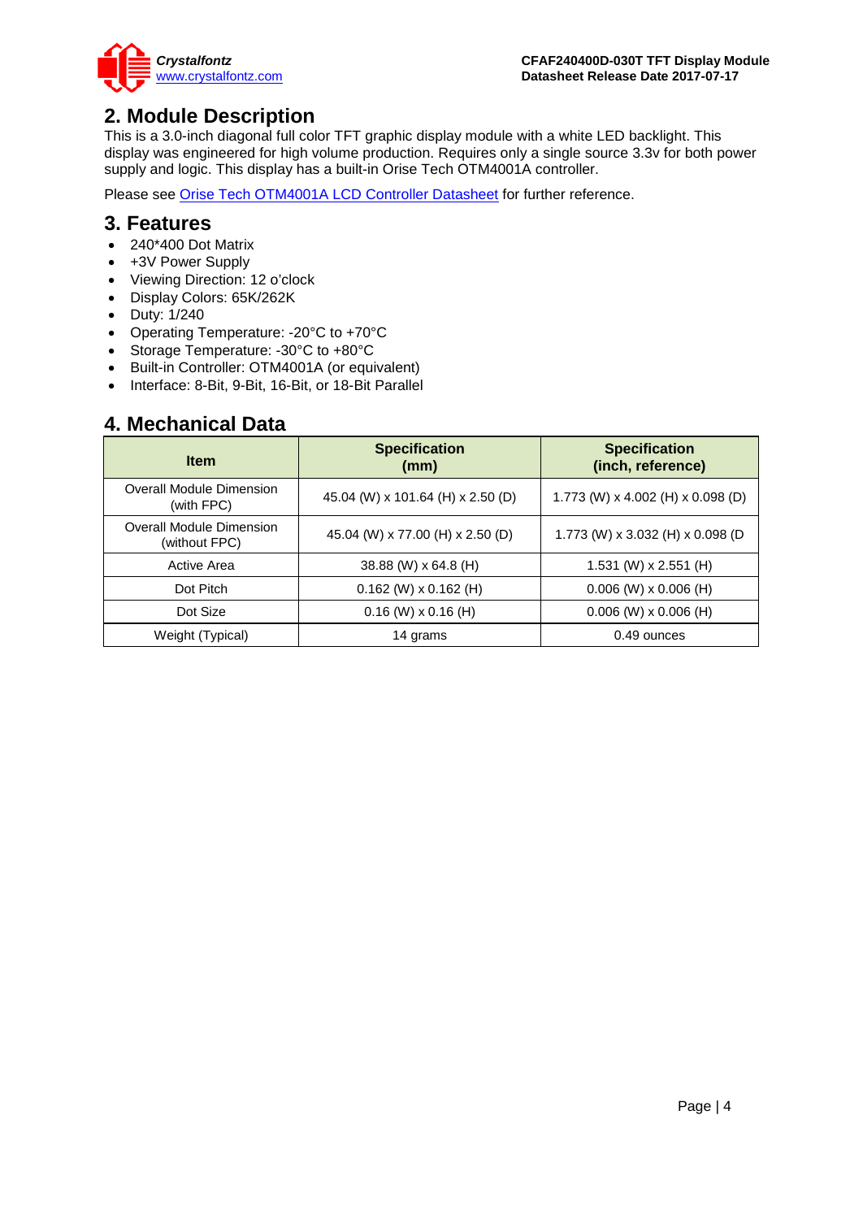## 2. Module Description

This is a 3.0-inch diagonal full color TFT graphic display module with a white LED backlight. This display was engineered for high volume production. Requires only a single source 3.3v for both power supply and logic. This display has a built-in Orise Tech OTM4001A controller.

Please see Orise Tech OTM4001A LCD Controller Datasheet for further reference.

## 3. Features

- 240*400 Dot Matrix
- +3V Power Supply
- Viewing Direction: 12 o'clock
- Display Colors: 65K/262K
- Duty: 1/240
- Operating Temperature: -20°C to +70°C
- Storage Temperature: -30°C to +80°C
- Built-in Controller: OTM4001A (or equivalent)
- Interface: 8-Bit, 9-Bit, 16-Bit, or 18-Bit Parallel

## 4. Mechanical Data

| Item | Specification (mm) | Specification (inch, reference) |
|---|---|---|
| Overall Module Dimension (with FPC) | 45.04 (W) x 101.64 (H) x 2.50 (D) | 1.773 (W) x 4.002 (H) x 0.098 (D) |
| Overall Module Dimension (without FPC) | 45.04 (W) x 77.00 (H) x 2.50 (D) | 1.773 (W) x 3.032 (H) x 0.098 (D |
| Active Area | 38.88 (W) x 64.8 (H) | 1.531 (W) x 2.551 (H) |
| Dot Pitch | 0.162 (W) x 0.162 (H) | 0.006 (W) x 0.006 (H) |
| Dot Size | 0.16 (W) x 0.16 (H) | 0.006 (W) x 0.006 (H) |
| Weight (Typical) | 14 grams | 0.49 ounces |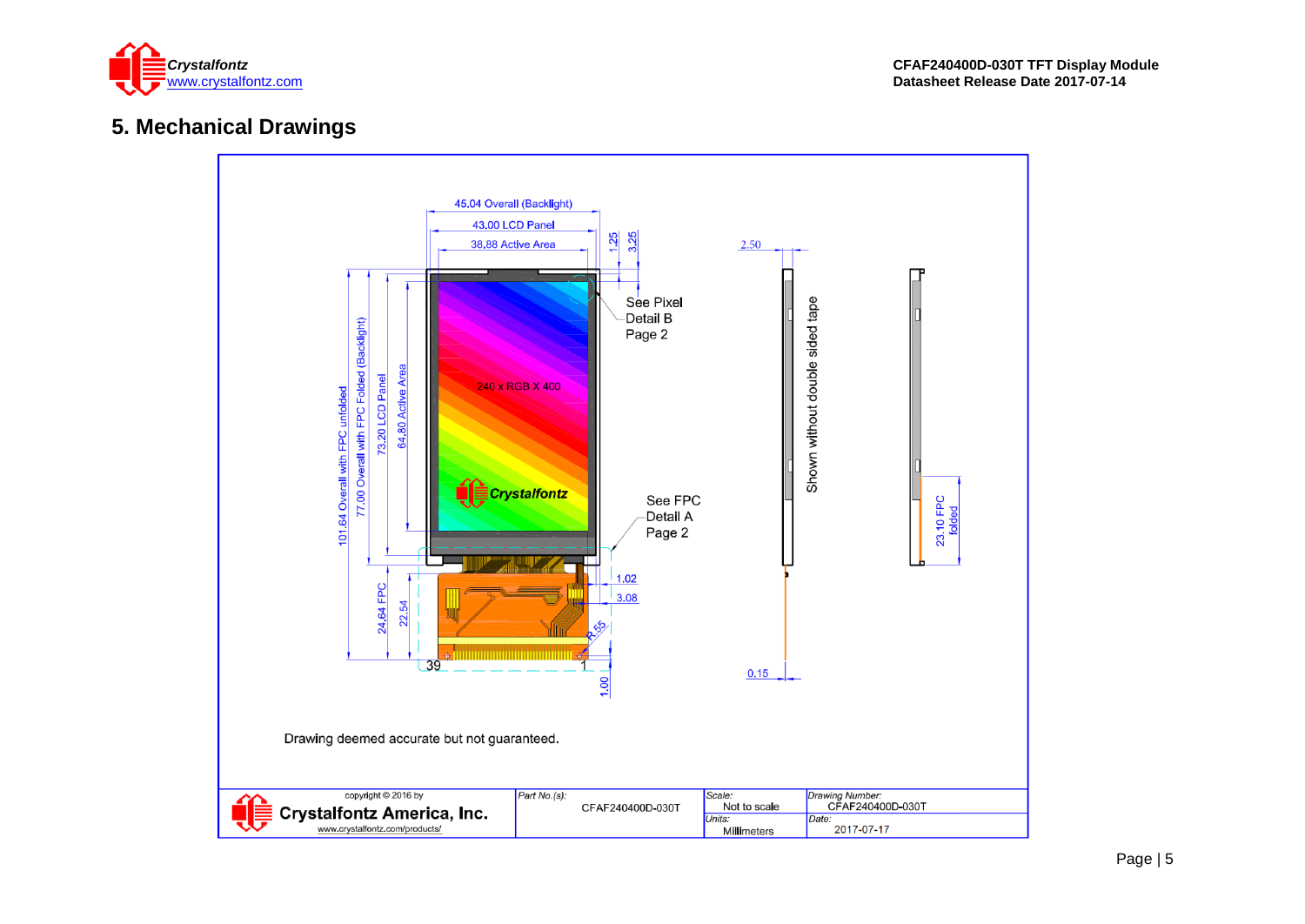## 5. Mechanical Drawings

45.04 Overall (Backlight)

43.00 LCD Panel

38.88 Active Area

1.25

3.25

2.50

See Pixel Detail B Page 2

240 x RGB X 400

Crystalfontz

101.64 Overall with FPC unfolded

77.00 Overall with FPC Folded (Backlight)

73.20 LCD Panel

64.80 Active Area

Shown without double sided tape

See FPC Detail A Page 2

23.10 FPC folded

24.64 FPC

22.54

1.02

3.08

R.55

39

1

1.00

0.15

Drawing deemed accurate but not guaranteed.

| copyright © 2016 by Crystalfontz America, Inc. www.crystalfontz.com/products/ | Part No.(s): CFAF240400D-030T | Scale: Not to scale | Drawing Number: CFAF240400D-030T |
|---|---|---|---|
| | | Units: Millimeters | Date: 2017-07-17 |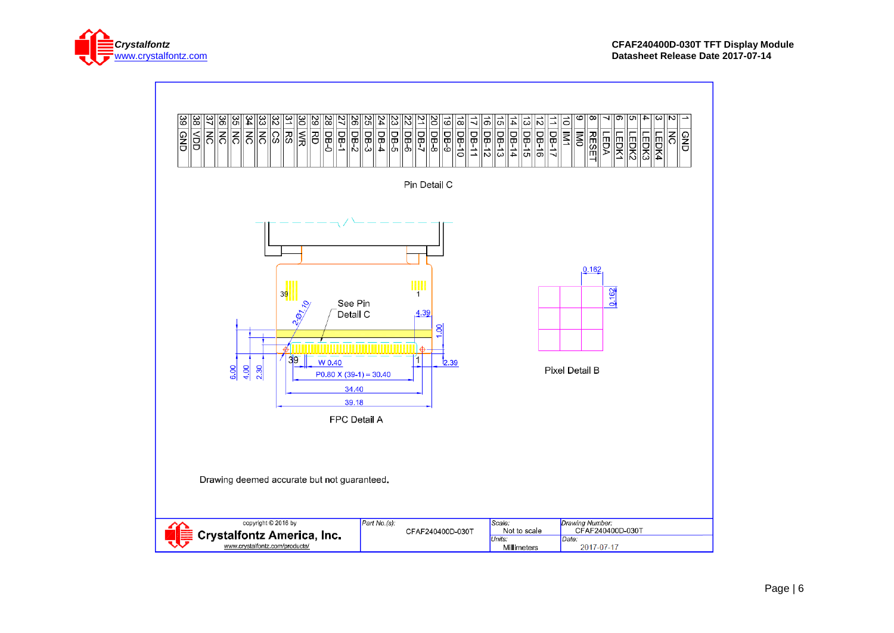| 39 | 38 | 37 | 36 | 35 | 34 | 33 | 32 | 31 | 30 | 29 | 28 | 27 | 26 | 25 | 24 | 23 | 22 | 21 | 20 | 19 | 18 | 17 | 16 | 15 | 14 | 13 | 12 | 11 | 10 | 9 | 8 | 7 | 6 | 5 | 4 | 3 | 2 | 1 |
|---|---|---|---|---|---|---|---|---|---|---|---|---|---|---|---|---|---|---|---|---|---|---|---|---|---|---|---|---|---|---|---|---|---|---|---|---|---|---|
| GND | VDD | NC | NC | NC | NC | NC | CS | RS | WR | RD | DB-0 | DB-1 | DB-2 | DB-3 | DB-4 | DB-5 | DB-6 | DB-7 | DB-8 | DB-9 | DB-10 | DB-11 | DB-12 | DB-13 | DB-14 | DB-15 | DB-16 | DB-17 | IM1 | IM0 | RESET | LEDA | LEDK1 | LEDK2 | LEDK3 | LEDK4 | NC | GND |

Pin Detail C

39 1

See Pin Detail C

2-Ø1.10

4.39

1.00

6.00 4.00 2.30

39 1

W 0.40

2.39

P0.80 X (39-1) = 30.40

34.40

39.18

FPC Detail A

0.162

0.162

Pixel Detail B

Drawing deemed accurate but not guaranteed.

| copyright © 2016 by Crystalfontz America, Inc. www.crystalfontz.com/products/ | Part No.(s): CFAF240400D-030T | Scale: Not to scale | Drawing Number: CFAF240400D-030T |
|---|---|---|---|
| | | Units: Millimeters | Date: 2017-07-17 |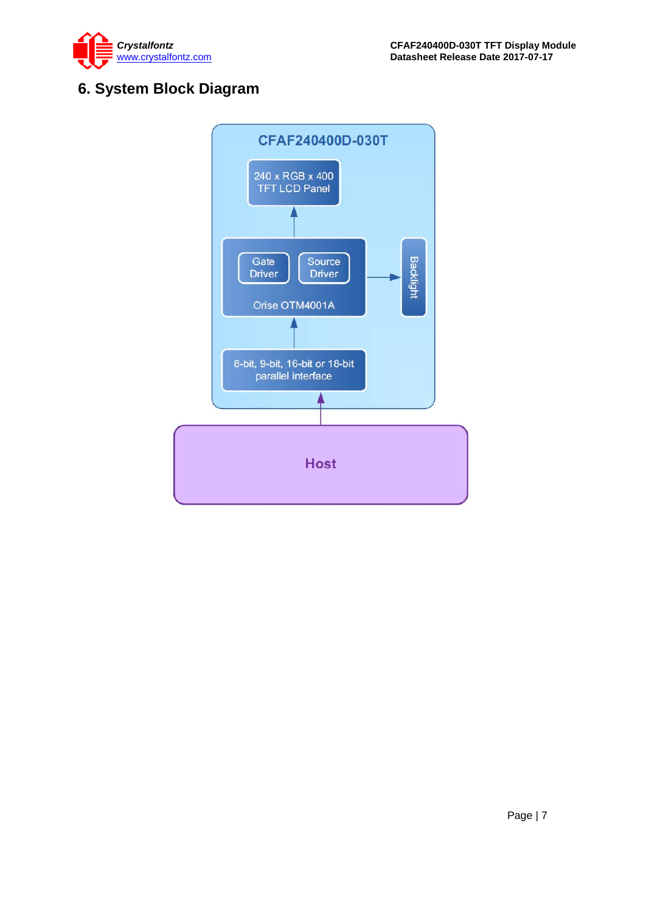# 6. System Block Diagram

CFAF240400D-030T

240 x RGB x 400
TFT LCD Panel

Gate Driver

Source Driver

Orise OTM4001A

Backlight

8-bit, 9-bit, 16-bit or 18-bit
parallel interface

Host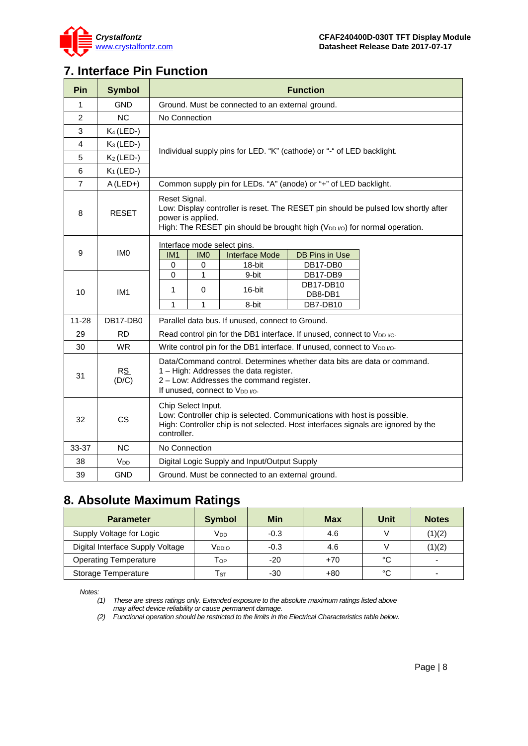## 7. Interface Pin Function

| Pin | Symbol | Function |
|---|---|---|
| 1 | GND | Ground. Must be connected to an external ground. |
| 2 | NC | No Connection |
| 3 | $K_4$ (LED-) | Individual supply pins for LED. "K" (cathode) or "-" of LED backlight. |
| 4 | $K_3$ (LED-) | |
| 5 | $K_2$ (LED-) | |
| 6 | $K_1$ (LED-) | |
| 7 | A (LED+) | Common supply pin for LEDs. "A" (anode) or "+" of LED backlight. |
| 8 | RESET | Reset Signal.<br>Low: Display controller is reset. The RESET pin should be pulsed low shortly after power is applied.<br>High: The RESET pin should be brought high ($V_{DD\ I/O}$) for normal operation. |
| 9 | IM0 | Interface mode select pins. (see table below) |
| 10 | IM1 | |
| 11-28 | DB17-DB0 | Parallel data bus. If unused, connect to Ground. |
| 29 | RD | Read control pin for the DB1 interface. If unused, connect to $V_{DD\ I/O}$. |
| 30 | WR | Write control pin for the DB1 interface. If unused, connect to $V_{DD\ I/O}$. |
| 31 | RS (D/C) | Data/Command control. Determines whether data bits are data or command.<br>1 – High: Addresses the data register.<br>2 – Low: Addresses the command register.<br>If unused, connect to $V_{DD\ I/O}$. |
| 32 | CS | Chip Select Input.<br>Low: Controller chip is selected. Communications with host is possible.<br>High: Controller chip is not selected. Host interfaces signals are ignored by the controller. |
| 33-37 | NC | No Connection |
| 38 | $V_{DD}$ | Digital Logic Supply and Input/Output Supply |
| 39 | GND | Ground. Must be connected to an external ground. |

Interface mode select pins (pins 9–10):

| IM1 | IM0 | Interface Mode | DB Pins in Use |
|---|---|---|---|
| 0 | 0 | 18-bit | DB17-DB0 |
| 0 | 1 | 9-bit | DB17-DB9 |
| 1 | 0 | 16-bit | DB17-DB10<br>DB8-DB1 |
| 1 | 1 | 8-bit | DB7-DB10 |

## 8. Absolute Maximum Ratings

| Parameter | Symbol | Min | Max | Unit | Notes |
|---|---|---|---|---|---|
| Supply Voltage for Logic | $V_{DD}$ | -0.3 | 4.6 | V | (1)(2) |
| Digital Interface Supply Voltage | $V_{DDIO}$ | -0.3 | 4.6 | V | (1)(2) |
| Operating Temperature | $T_{OP}$ | -20 | +70 | °C | - |
| Storage Temperature | $T_{ST}$ | -30 | +80 | °C | - |

*Notes:*

*(1) These are stress ratings only. Extended exposure to the absolute maximum ratings listed above may affect device reliability or cause permanent damage.*

*(2) Functional operation should be restricted to the limits in the Electrical Characteristics table below.*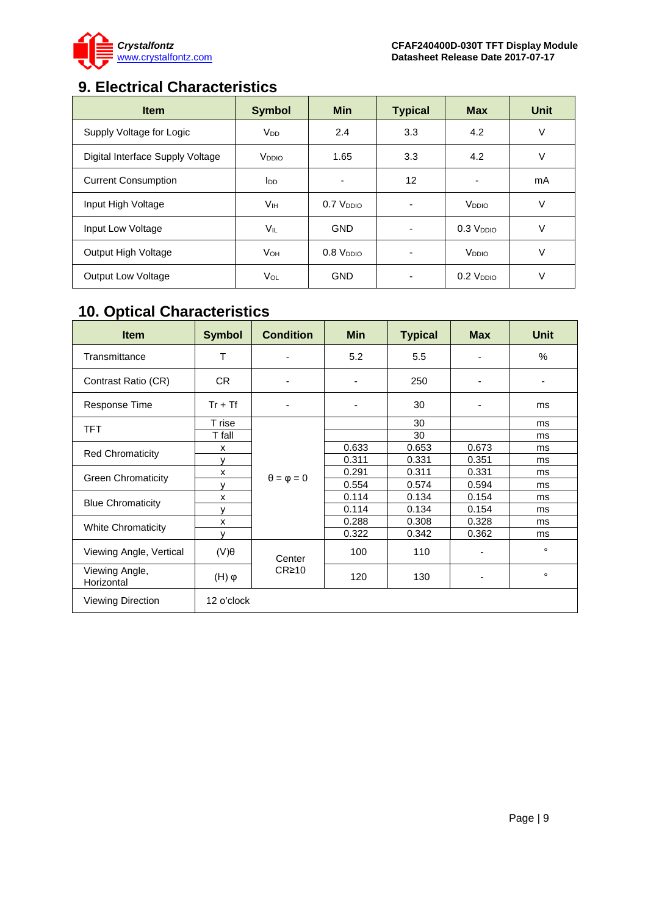## 9. Electrical Characteristics

| Item | Symbol | Min | Typical | Max | Unit |
|---|---|---|---|---|---|
| Supply Voltage for Logic | $V_{DD}$ | 2.4 | 3.3 | 4.2 | V |
| Digital Interface Supply Voltage | $V_{DDIO}$ | 1.65 | 3.3 | 4.2 | V |
| Current Consumption | $I_{DD}$ | - | 12 | - | mA |
| Input High Voltage | $V_{IH}$ | 0.7 $V_{DDIO}$ | - | $V_{DDIO}$ | V |
| Input Low Voltage | $V_{IL}$ | GND | - | 0.3 $V_{DDIO}$ | V |
| Output High Voltage | $V_{OH}$ | 0.8 $V_{DDIO}$ | - | $V_{DDIO}$ | V |
| Output Low Voltage | $V_{OL}$ | GND | - | 0.2 $V_{DDIO}$ | V |

## 10. Optical Characteristics

| Item | Symbol | Condition | Min | Typical | Max | Unit |
|---|---|---|---|---|---|---|
| Transmittance | T | - | 5.2 | 5.5 | - | % |
| Contrast Ratio (CR) | CR | - | - | 250 | - | - |
| Response Time | Tr + Tf | - | - | 30 | - | ms |
| TFT | T rise | $\theta = \varphi = 0$ | | 30 | | ms |
| | T fall | | | 30 | | ms |
| Red Chromaticity | x | | 0.633 | 0.653 | 0.673 | ms |
| | y | | 0.311 | 0.331 | 0.351 | ms |
| Green Chromaticity | x | | 0.291 | 0.311 | 0.331 | ms |
| | y | | 0.554 | 0.574 | 0.594 | ms |
| Blue Chromaticity | x | | 0.114 | 0.134 | 0.154 | ms |
| | y | | 0.114 | 0.134 | 0.154 | ms |
| White Chromaticity | x | | 0.288 | 0.308 | 0.328 | ms |
| | y | | 0.322 | 0.342 | 0.362 | ms |
| Viewing Angle, Vertical | (V)θ | Center CR≥10 | 100 | 110 | - | ° |
| Viewing Angle, Horizontal | (H) φ | | 120 | 130 | - | ° |
| Viewing Direction | 12 o'clock | | | | | |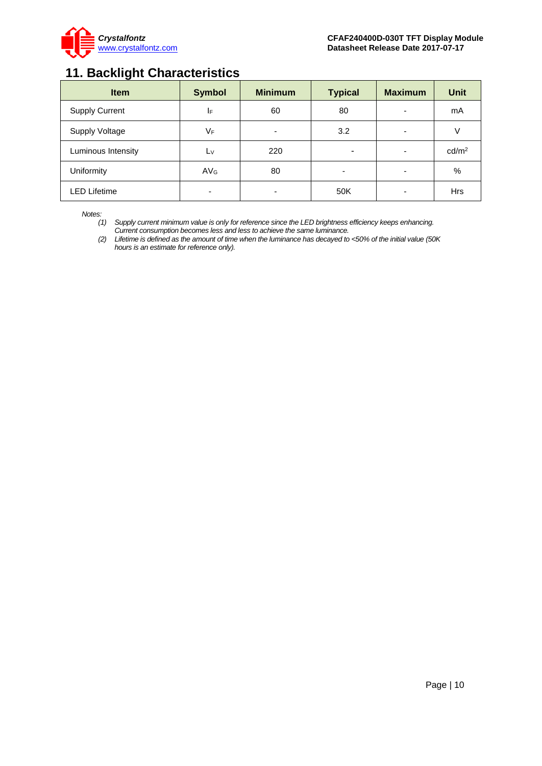## 11. Backlight Characteristics

| Item | Symbol | Minimum | Typical | Maximum | Unit |
|---|---|---|---|---|---|
| Supply Current | $I_F$ | 60 | 80 | - | mA |
| Supply Voltage | $V_F$ | - | 3.2 | - | V |
| Luminous Intensity | $L_V$ | 220 | - | - | $cd/m^2$ |
| Uniformity | $AV_G$ | 80 | - | - | % |
| LED Lifetime | - | - | 50K | - | Hrs |

*Notes:*

*(1) Supply current minimum value is only for reference since the LED brightness efficiency keeps enhancing. Current consumption becomes less and less to achieve the same luminance.*

*(2) Lifetime is defined as the amount of time when the luminance has decayed to <50% of the initial value (50K hours is an estimate for reference only).*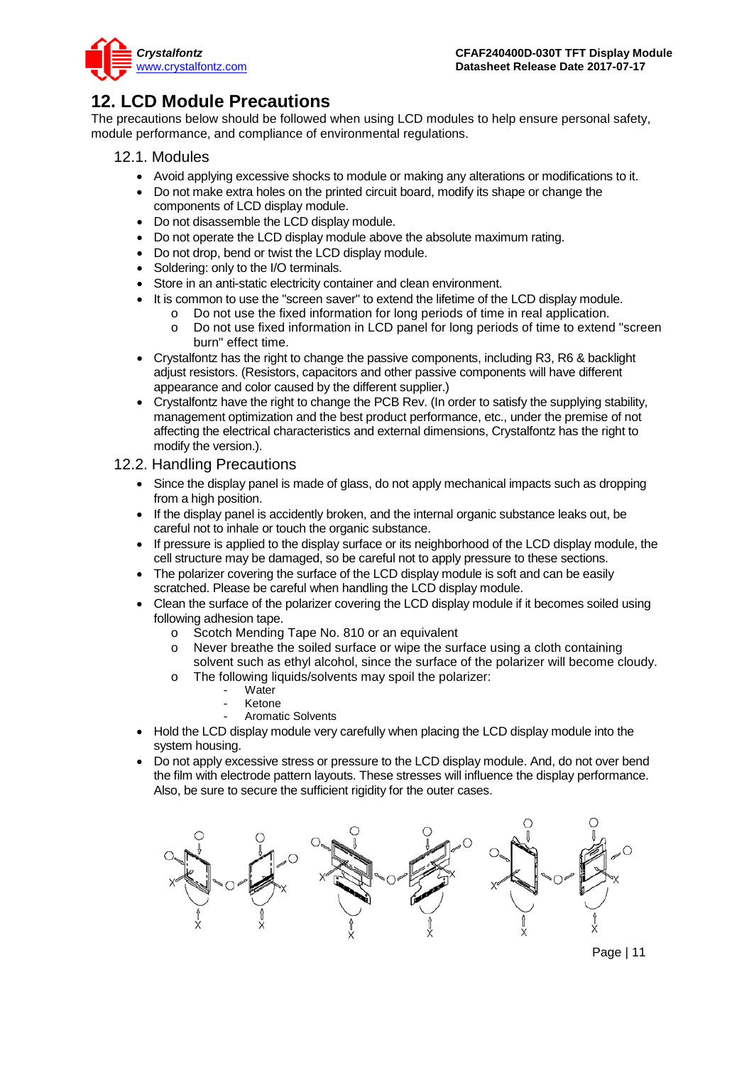# 12. LCD Module Precautions

The precautions below should be followed when using LCD modules to help ensure personal safety, module performance, and compliance of environmental regulations.

## 12.1. Modules

- Avoid applying excessive shocks to module or making any alterations or modifications to it.
- Do not make extra holes on the printed circuit board, modify its shape or change the components of LCD display module.
- Do not disassemble the LCD display module.
- Do not operate the LCD display module above the absolute maximum rating.
- Do not drop, bend or twist the LCD display module.
- Soldering: only to the I/O terminals.
- Store in an anti-static electricity container and clean environment.
- It is common to use the "screen saver" to extend the lifetime of the LCD display module.
  - Do not use the fixed information for long periods of time in real application.
  - Do not use fixed information in LCD panel for long periods of time to extend "screen burn" effect time.
- Crystalfontz has the right to change the passive components, including R3, R6 & backlight adjust resistors. (Resistors, capacitors and other passive components will have different appearance and color caused by the different supplier.)
- Crystalfontz have the right to change the PCB Rev. (In order to satisfy the supplying stability, management optimization and the best product performance, etc., under the premise of not affecting the electrical characteristics and external dimensions, Crystalfontz has the right to modify the version.).

## 12.2. Handling Precautions

- Since the display panel is made of glass, do not apply mechanical impacts such as dropping from a high position.
- If the display panel is accidently broken, and the internal organic substance leaks out, be careful not to inhale or touch the organic substance.
- If pressure is applied to the display surface or its neighborhood of the LCD display module, the cell structure may be damaged, so be careful not to apply pressure to these sections.
- The polarizer covering the surface of the LCD display module is soft and can be easily scratched. Please be careful when handling the LCD display module.
- Clean the surface of the polarizer covering the LCD display module if it becomes soiled using following adhesion tape.
  - Scotch Mending Tape No. 810 or an equivalent
  - Never breathe the soiled surface or wipe the surface using a cloth containing solvent such as ethyl alcohol, since the surface of the polarizer will become cloudy.
  - The following liquids/solvents may spoil the polarizer:
    - Water
    - Ketone
    - Aromatic Solvents
- Hold the LCD display module very carefully when placing the LCD display module into the system housing.
- Do not apply excessive stress or pressure to the LCD display module. And, do not over bend the film with electrode pattern layouts. These stresses will influence the display performance. Also, be sure to secure the sufficient rigidity for the outer cases.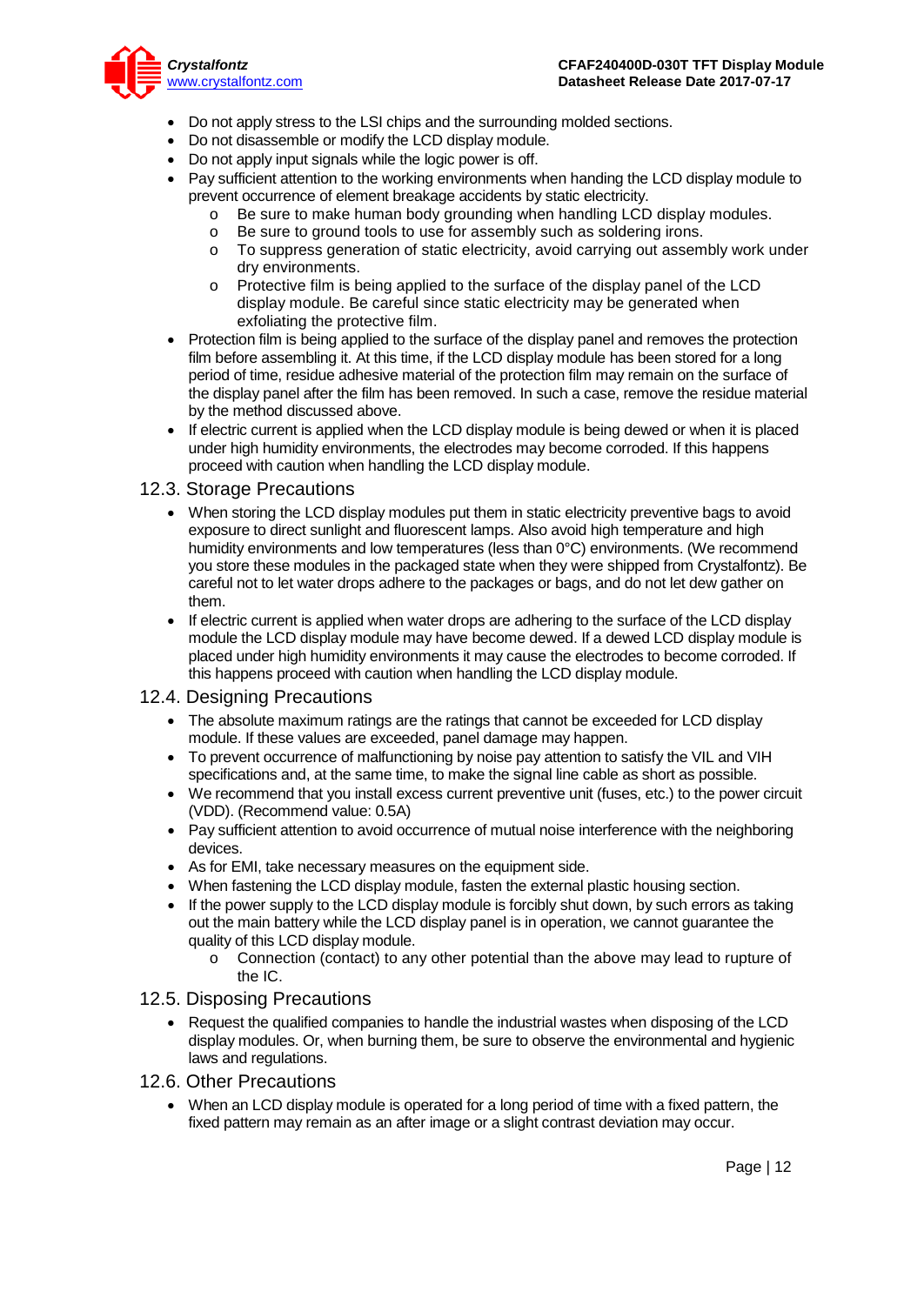- Do not apply stress to the LSI chips and the surrounding molded sections.
- Do not disassemble or modify the LCD display module.
- Do not apply input signals while the logic power is off.
- Pay sufficient attention to the working environments when handing the LCD display module to prevent occurrence of element breakage accidents by static electricity.
  - Be sure to make human body grounding when handling LCD display modules.
  - Be sure to ground tools to use for assembly such as soldering irons.
  - To suppress generation of static electricity, avoid carrying out assembly work under dry environments.
  - Protective film is being applied to the surface of the display panel of the LCD display module. Be careful since static electricity may be generated when exfoliating the protective film.
- Protection film is being applied to the surface of the display panel and removes the protection film before assembling it. At this time, if the LCD display module has been stored for a long period of time, residue adhesive material of the protection film may remain on the surface of the display panel after the film has been removed. In such a case, remove the residue material by the method discussed above.
- If electric current is applied when the LCD display module is being dewed or when it is placed under high humidity environments, the electrodes may become corroded. If this happens proceed with caution when handling the LCD display module.

## 12.3. Storage Precautions

- When storing the LCD display modules put them in static electricity preventive bags to avoid exposure to direct sunlight and fluorescent lamps. Also avoid high temperature and high humidity environments and low temperatures (less than 0°C) environments. (We recommend you store these modules in the packaged state when they were shipped from Crystalfontz). Be careful not to let water drops adhere to the packages or bags, and do not let dew gather on them.
- If electric current is applied when water drops are adhering to the surface of the LCD display module the LCD display module may have become dewed. If a dewed LCD display module is placed under high humidity environments it may cause the electrodes to become corroded. If this happens proceed with caution when handling the LCD display module.

## 12.4. Designing Precautions

- The absolute maximum ratings are the ratings that cannot be exceeded for LCD display module. If these values are exceeded, panel damage may happen.
- To prevent occurrence of malfunctioning by noise pay attention to satisfy the VIL and VIH specifications and, at the same time, to make the signal line cable as short as possible.
- We recommend that you install excess current preventive unit (fuses, etc.) to the power circuit (VDD). (Recommend value: 0.5A)
- Pay sufficient attention to avoid occurrence of mutual noise interference with the neighboring devices.
- As for EMI, take necessary measures on the equipment side.
- When fastening the LCD display module, fasten the external plastic housing section.
- If the power supply to the LCD display module is forcibly shut down, by such errors as taking out the main battery while the LCD display panel is in operation, we cannot guarantee the quality of this LCD display module.
  - Connection (contact) to any other potential than the above may lead to rupture of the IC.

## 12.5. Disposing Precautions

- Request the qualified companies to handle the industrial wastes when disposing of the LCD display modules. Or, when burning them, be sure to observe the environmental and hygienic laws and regulations.

## 12.6. Other Precautions

- When an LCD display module is operated for a long period of time with a fixed pattern, the fixed pattern may remain as an after image or a slight contrast deviation may occur.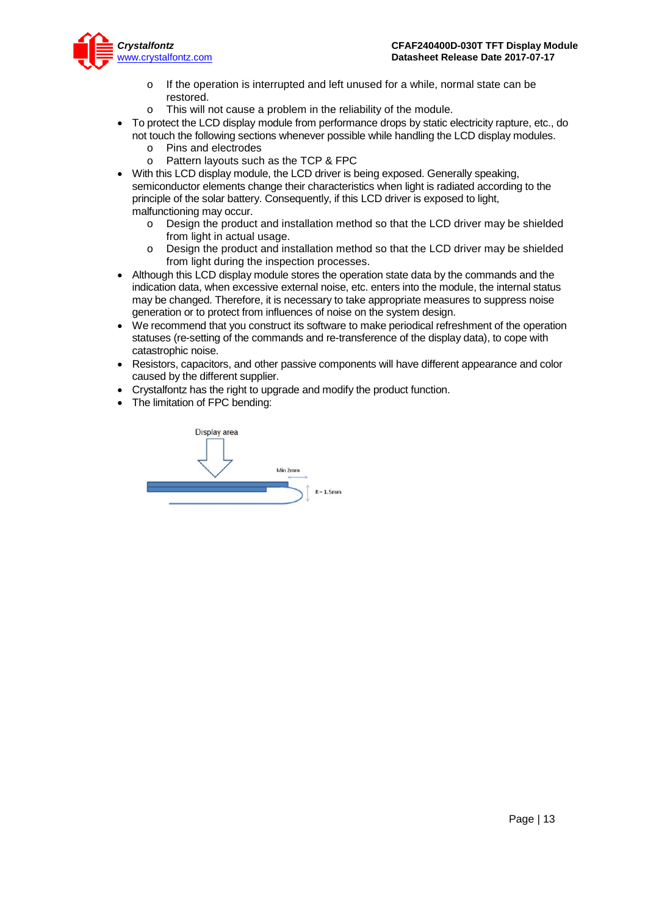- If the operation is interrupted and left unused for a while, normal state can be restored.
  - This will not cause a problem in the reliability of the module.
- To protect the LCD display module from performance drops by static electricity rapture, etc., do not touch the following sections whenever possible while handling the LCD display modules.
  - Pins and electrodes
  - Pattern layouts such as the TCP & FPC
- With this LCD display module, the LCD driver is being exposed. Generally speaking, semiconductor elements change their characteristics when light is radiated according to the principle of the solar battery. Consequently, if this LCD driver is exposed to light, malfunctioning may occur.
  - Design the product and installation method so that the LCD driver may be shielded from light in actual usage.
  - Design the product and installation method so that the LCD driver may be shielded from light during the inspection processes.
- Although this LCD display module stores the operation state data by the commands and the indication data, when excessive external noise, etc. enters into the module, the internal status may be changed. Therefore, it is necessary to take appropriate measures to suppress noise generation or to protect from influences of noise on the system design.
- We recommend that you construct its software to make periodical refreshment of the operation statuses (re-setting of the commands and re-transference of the display data), to cope with catastrophic noise.
- Resistors, capacitors, and other passive components will have different appearance and color caused by the different supplier.
- Crystalfontz has the right to upgrade and modify the product function.
- The limitation of FPC bending:

Display area

Min 2mm

R= 1.5mm